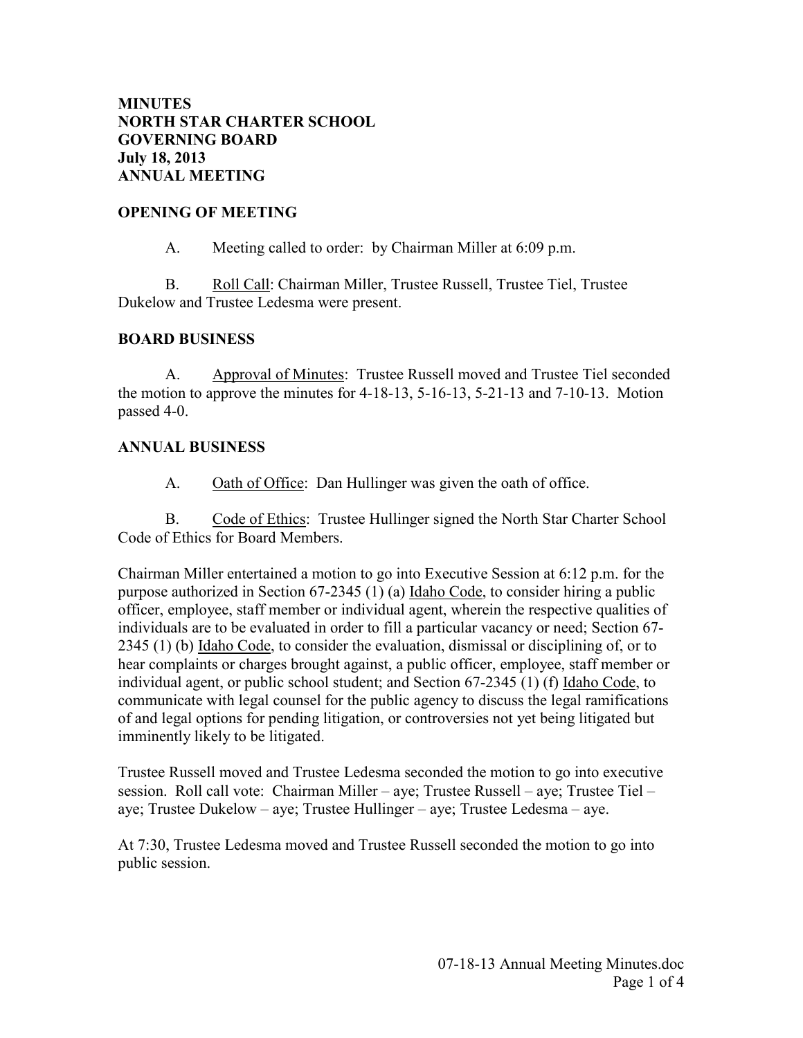**MINUTES**
**NORTH STAR CHARTER SCHOOL**
**GOVERNING BOARD**
**July 18, 2013**
**ANNUAL MEETING**

## OPENING OF MEETING

A. Meeting called to order: by Chairman Miller at 6:09 p.m.

B. Roll Call: Chairman Miller, Trustee Russell, Trustee Tiel, Trustee Dukelow and Trustee Ledesma were present.

## BOARD BUSINESS

A. Approval of Minutes: Trustee Russell moved and Trustee Tiel seconded the motion to approve the minutes for 4-18-13, 5-16-13, 5-21-13 and 7-10-13. Motion passed 4-0.

## ANNUAL BUSINESS

A. Oath of Office: Dan Hullinger was given the oath of office.

B. Code of Ethics: Trustee Hullinger signed the North Star Charter School Code of Ethics for Board Members.

Chairman Miller entertained a motion to go into Executive Session at 6:12 p.m. for the purpose authorized in Section 67-2345 (1) (a) Idaho Code, to consider hiring a public officer, employee, staff member or individual agent, wherein the respective qualities of individuals are to be evaluated in order to fill a particular vacancy or need; Section 67-2345 (1) (b) Idaho Code, to consider the evaluation, dismissal or disciplining of, or to hear complaints or charges brought against, a public officer, employee, staff member or individual agent, or public school student; and Section 67-2345 (1) (f) Idaho Code, to communicate with legal counsel for the public agency to discuss the legal ramifications of and legal options for pending litigation, or controversies not yet being litigated but imminently likely to be litigated.

Trustee Russell moved and Trustee Ledesma seconded the motion to go into executive session. Roll call vote: Chairman Miller – aye; Trustee Russell – aye; Trustee Tiel – aye; Trustee Dukelow – aye; Trustee Hullinger – aye; Trustee Ledesma – aye.

At 7:30, Trustee Ledesma moved and Trustee Russell seconded the motion to go into public session.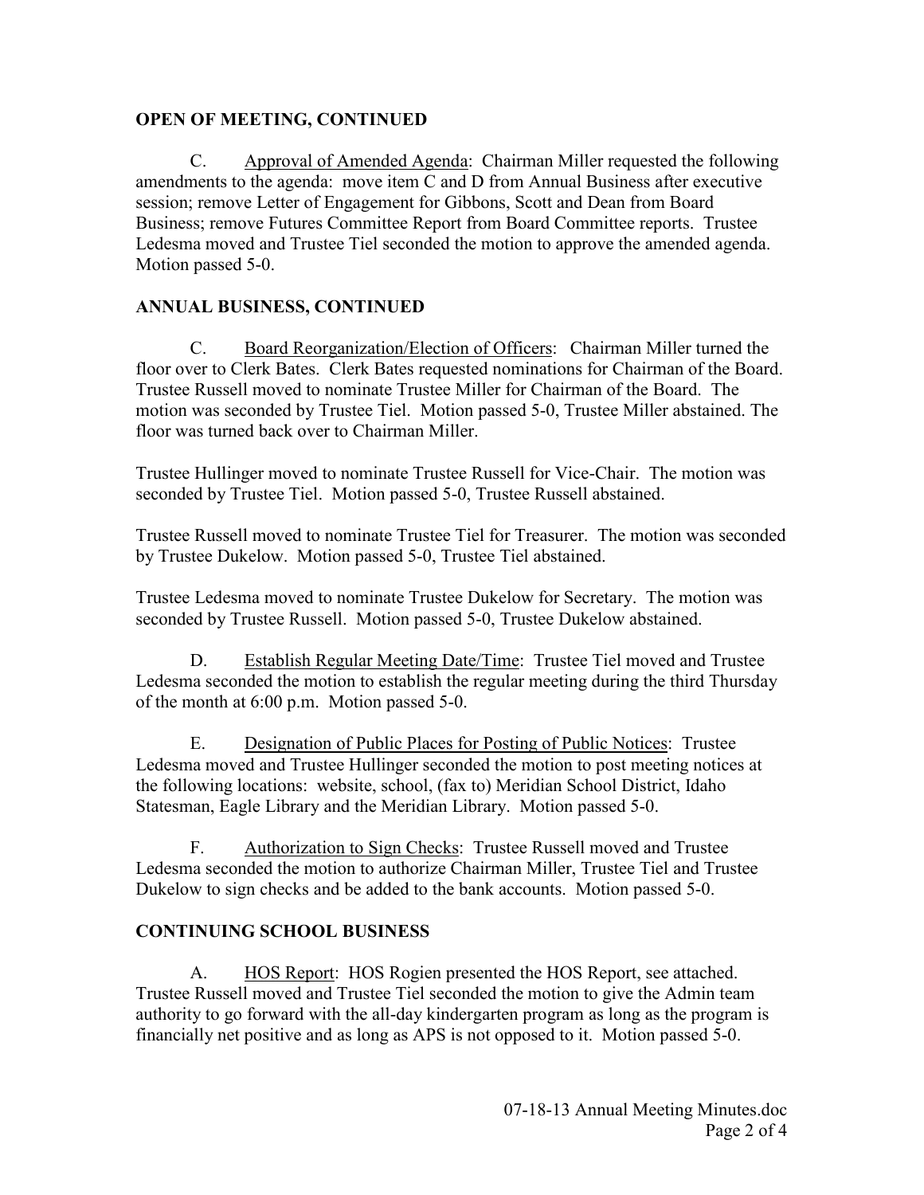## OPEN OF MEETING, CONTINUED

C. Approval of Amended Agenda: Chairman Miller requested the following amendments to the agenda: move item C and D from Annual Business after executive session; remove Letter of Engagement for Gibbons, Scott and Dean from Board Business; remove Futures Committee Report from Board Committee reports. Trustee Ledesma moved and Trustee Tiel seconded the motion to approve the amended agenda. Motion passed 5-0.

## ANNUAL BUSINESS, CONTINUED

C. Board Reorganization/Election of Officers: Chairman Miller turned the floor over to Clerk Bates. Clerk Bates requested nominations for Chairman of the Board. Trustee Russell moved to nominate Trustee Miller for Chairman of the Board. The motion was seconded by Trustee Tiel. Motion passed 5-0, Trustee Miller abstained. The floor was turned back over to Chairman Miller.

Trustee Hullinger moved to nominate Trustee Russell for Vice-Chair. The motion was seconded by Trustee Tiel. Motion passed 5-0, Trustee Russell abstained.

Trustee Russell moved to nominate Trustee Tiel for Treasurer. The motion was seconded by Trustee Dukelow. Motion passed 5-0, Trustee Tiel abstained.

Trustee Ledesma moved to nominate Trustee Dukelow for Secretary. The motion was seconded by Trustee Russell. Motion passed 5-0, Trustee Dukelow abstained.

D. Establish Regular Meeting Date/Time: Trustee Tiel moved and Trustee Ledesma seconded the motion to establish the regular meeting during the third Thursday of the month at 6:00 p.m. Motion passed 5-0.

E. Designation of Public Places for Posting of Public Notices: Trustee Ledesma moved and Trustee Hullinger seconded the motion to post meeting notices at the following locations: website, school, (fax to) Meridian School District, Idaho Statesman, Eagle Library and the Meridian Library. Motion passed 5-0.

F. Authorization to Sign Checks: Trustee Russell moved and Trustee Ledesma seconded the motion to authorize Chairman Miller, Trustee Tiel and Trustee Dukelow to sign checks and be added to the bank accounts. Motion passed 5-0.

## CONTINUING SCHOOL BUSINESS

A. HOS Report: HOS Rogien presented the HOS Report, see attached. Trustee Russell moved and Trustee Tiel seconded the motion to give the Admin team authority to go forward with the all-day kindergarten program as long as the program is financially net positive and as long as APS is not opposed to it. Motion passed 5-0.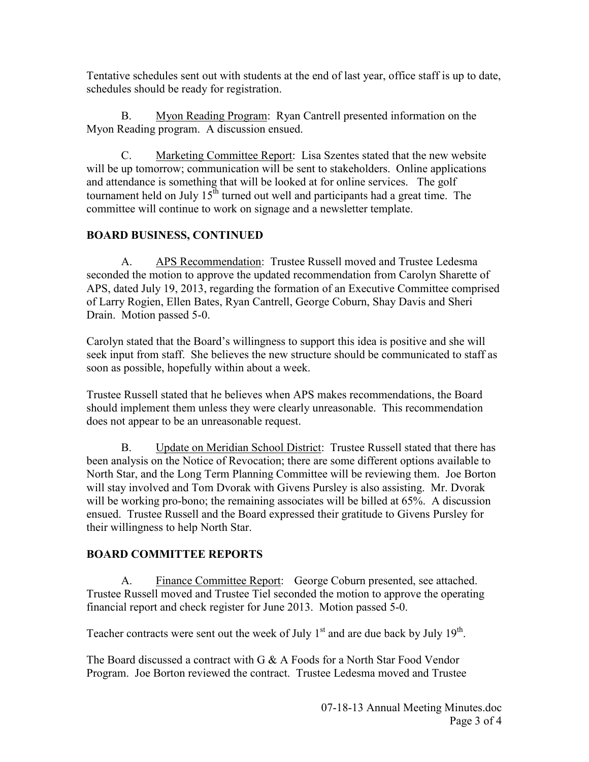Tentative schedules sent out with students at the end of last year, office staff is up to date, schedules should be ready for registration.

B. Myon Reading Program: Ryan Cantrell presented information on the Myon Reading program. A discussion ensued.

C. Marketing Committee Report: Lisa Szentes stated that the new website will be up tomorrow; communication will be sent to stakeholders. Online applications and attendance is something that will be looked at for online services. The golf tournament held on July 15th turned out well and participants had a great time. The committee will continue to work on signage and a newsletter template.

## BOARD BUSINESS, CONTINUED

A. APS Recommendation: Trustee Russell moved and Trustee Ledesma seconded the motion to approve the updated recommendation from Carolyn Sharette of APS, dated July 19, 2013, regarding the formation of an Executive Committee comprised of Larry Rogien, Ellen Bates, Ryan Cantrell, George Coburn, Shay Davis and Sheri Drain. Motion passed 5-0.

Carolyn stated that the Board's willingness to support this idea is positive and she will seek input from staff. She believes the new structure should be communicated to staff as soon as possible, hopefully within about a week.

Trustee Russell stated that he believes when APS makes recommendations, the Board should implement them unless they were clearly unreasonable. This recommendation does not appear to be an unreasonable request.

B. Update on Meridian School District: Trustee Russell stated that there has been analysis on the Notice of Revocation; there are some different options available to North Star, and the Long Term Planning Committee will be reviewing them. Joe Borton will stay involved and Tom Dvorak with Givens Pursley is also assisting. Mr. Dvorak will be working pro-bono; the remaining associates will be billed at 65%. A discussion ensued. Trustee Russell and the Board expressed their gratitude to Givens Pursley for their willingness to help North Star.

## BOARD COMMITTEE REPORTS

A. Finance Committee Report: George Coburn presented, see attached. Trustee Russell moved and Trustee Tiel seconded the motion to approve the operating financial report and check register for June 2013. Motion passed 5-0.

Teacher contracts were sent out the week of July 1st and are due back by July 19th.

The Board discussed a contract with G & A Foods for a North Star Food Vendor Program. Joe Borton reviewed the contract. Trustee Ledesma moved and Trustee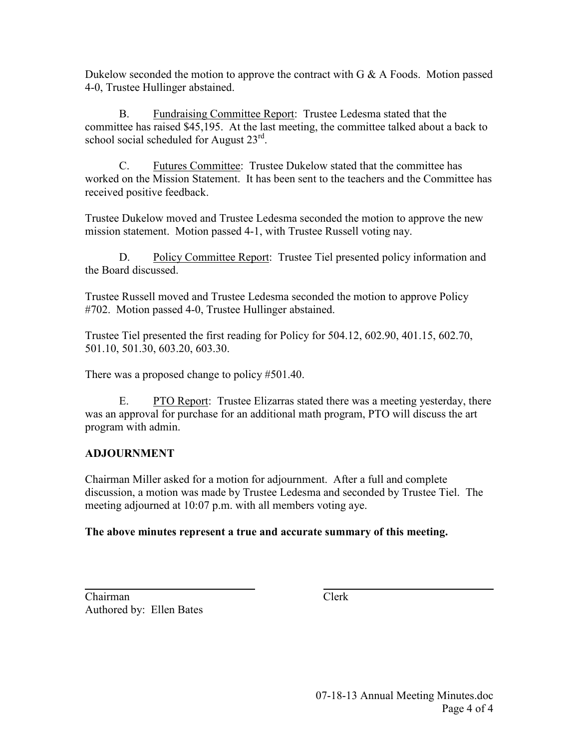Dukelow seconded the motion to approve the contract with G & A Foods. Motion passed 4-0, Trustee Hullinger abstained.

B. Fundraising Committee Report: Trustee Ledesma stated that the committee has raised $45,195. At the last meeting, the committee talked about a back to school social scheduled for August 23rd.

C. Futures Committee: Trustee Dukelow stated that the committee has worked on the Mission Statement. It has been sent to the teachers and the Committee has received positive feedback.

Trustee Dukelow moved and Trustee Ledesma seconded the motion to approve the new mission statement. Motion passed 4-1, with Trustee Russell voting nay.

D. Policy Committee Report: Trustee Tiel presented policy information and the Board discussed.

Trustee Russell moved and Trustee Ledesma seconded the motion to approve Policy #702. Motion passed 4-0, Trustee Hullinger abstained.

Trustee Tiel presented the first reading for Policy for 504.12, 602.90, 401.15, 602.70, 501.10, 501.30, 603.20, 603.30.

There was a proposed change to policy #501.40.

E. PTO Report: Trustee Elizarras stated there was a meeting yesterday, there was an approval for purchase for an additional math program, PTO will discuss the art program with admin.

**ADJOURNMENT**

Chairman Miller asked for a motion for adjournment. After a full and complete discussion, a motion was made by Trustee Ledesma and seconded by Trustee Tiel. The meeting adjourned at 10:07 p.m. with all members voting aye.

**The above minutes represent a true and accurate summary of this meeting.**

Chairman

Clerk

Authored by: Ellen Bates

07-18-13 Annual Meeting Minutes.doc